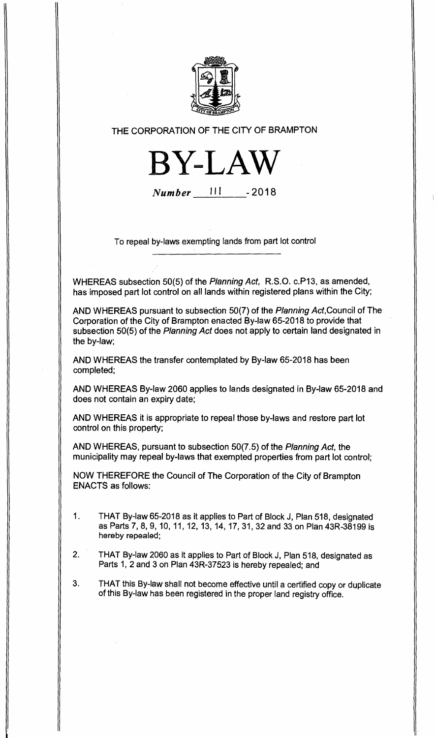THE CORPORATION OF THE CITY OF BRAMPTON

# BY-LAW

*Number* 111 - 2018

To repeal by-laws exempting lands from part lot control

WHEREAS subsection 50(5) of the *Planning Act*, R.S.O. c.P13, as amended, has imposed part lot control on all lands within registered plans within the City;

AND WHEREAS pursuant to subsection 50(7) of the *Planning Act*,Council of The Corporation of the City of Brampton enacted By-law 65-2018 to provide that subsection 50(5) of the *Planning Act* does not apply to certain land designated in the by-law;

AND WHEREAS the transfer contemplated by By-law 65-2018 has been completed;

AND WHEREAS By-law 2060 applies to lands designated in By-law 65-2018 and does not contain an expiry date;

AND WHEREAS it is appropriate to repeal those by-laws and restore part lot control on this property;

AND WHEREAS, pursuant to subsection 50(7.5) of the *Planning Act*, the municipality may repeal by-laws that exempted properties from part lot control;

NOW THEREFORE the Council of The Corporation of the City of Brampton ENACTS as follows:

1. THAT By-law 65-2018 as it applies to Part of Block J, Plan 518, designated as Parts 7, 8, 9, 10, 11, 12, 13, 14, 17, 31, 32 and 33 on Plan 43R-38199 is hereby repealed;

2. THAT By-law 2060 as it applies to Part of Block J, Plan 518, designated as Parts 1, 2 and 3 on Plan 43R-37523 is hereby repealed; and

3. THAT this By-law shall not become effective until a certified copy or duplicate of this By-law has been registered in the proper land registry office.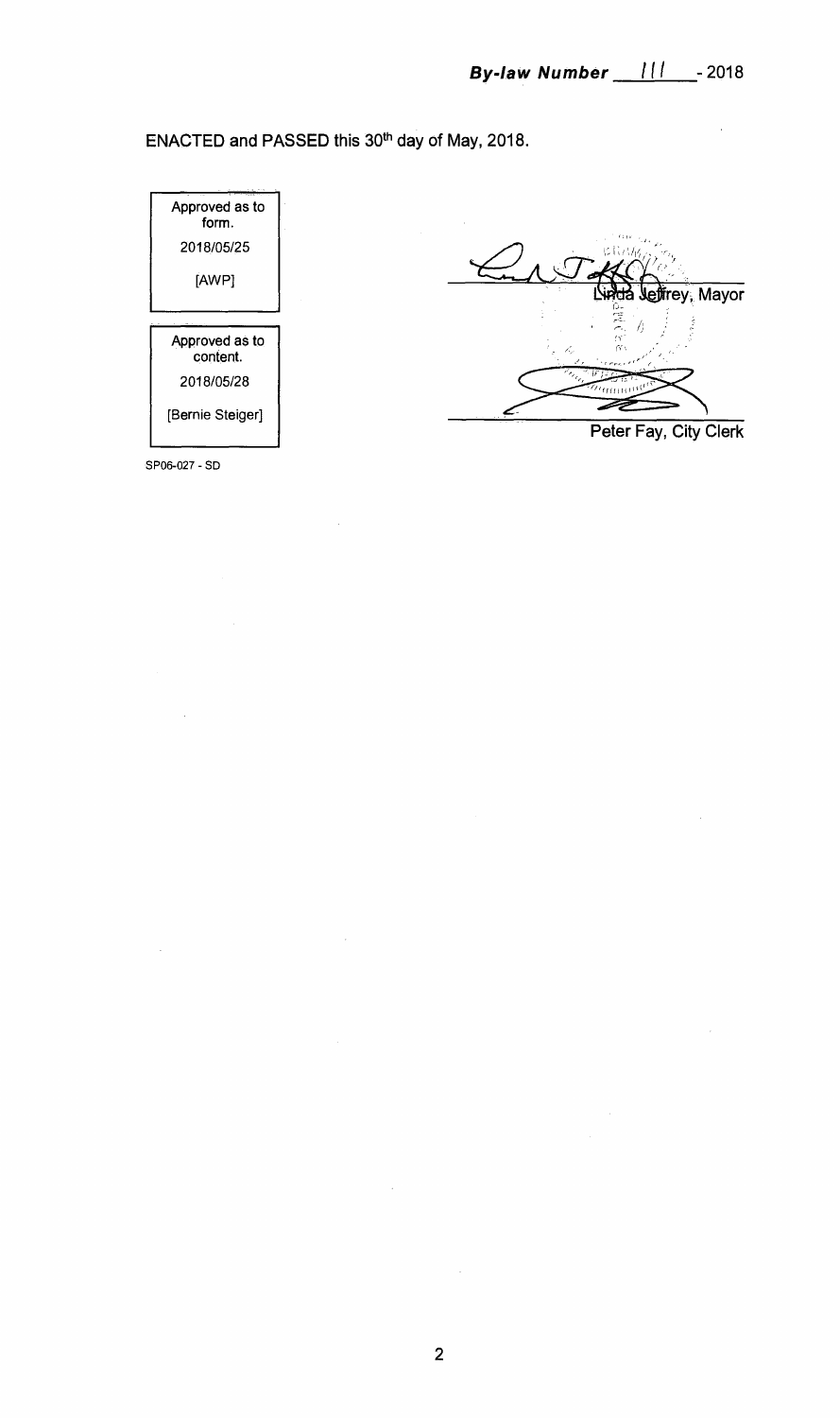**By-law Number 111 - 2018**

ENACTED and PASSED this 30th day of May, 2018.

| |
|---|
| Approved as to form. |
| 2018/05/25 |
| [AWP] |

| |
|---|
| Approved as to content. |
| 2018/05/28 |
| [Bernie Steiger] |

SP06-027 - SD

Linda Jeffrey, Mayor

Peter Fay, City Clerk